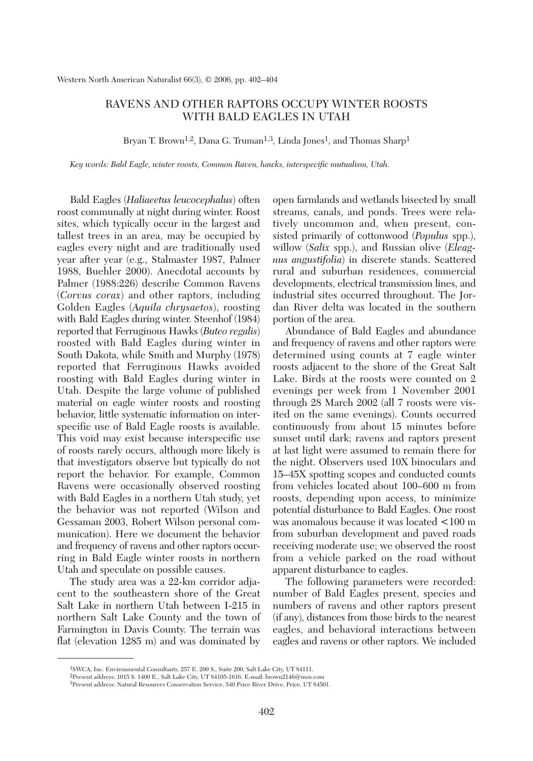# RAVENS AND OTHER RAPTORS OCCUPY WINTER ROOSTS WITH BALD EAGLES IN UTAH

Bryan T. Brown[1,2], Dana G. Truman[1,3], Linda Jones[1], and Thomas Sharp[1]

*Key words: Bald Eagle, winter roosts, Common Raven, hawks, interspecific mutualism, Utah.*

Bald Eagles (*Haliaeetus leucocephalus*) often roost communally at night during winter. Roost sites, which typically occur in the largest and tallest trees in an area, may be occupied by eagles every night and are traditionally used year after year (e.g., Stalmaster 1987, Palmer 1988, Buehler 2000). Anecdotal accounts by Palmer (1988:226) describe Common Ravens (*Corvus corax*) and other raptors, including Golden Eagles (*Aquila chrysaetos*), roosting with Bald Eagles during winter. Steenhof (1984) reported that Ferruginous Hawks (*Buteo regalis*) roosted with Bald Eagles during winter in South Dakota, while Smith and Murphy (1978) reported that Ferruginous Hawks avoided roosting with Bald Eagles during winter in Utah. Despite the large volume of published material on eagle winter roosts and roosting behavior, little systematic information on interspecific use of Bald Eagle roosts is available. This void may exist because interspecific use of roosts rarely occurs, although more likely is that investigators observe but typically do not report the behavior. For example, Common Ravens were occasionally observed roosting with Bald Eagles in a northern Utah study, yet the behavior was not reported (Wilson and Gessaman 2003, Robert Wilson personal communication). Here we document the behavior and frequency of ravens and other raptors occurring in Bald Eagle winter roosts in northern Utah and speculate on possible causes.

The study area was a 22-km corridor adjacent to the southeastern shore of the Great Salt Lake in northern Utah between I-215 in northern Salt Lake County and the town of Farmington in Davis County. The terrain was flat (elevation 1285 m) and was dominated by open farmlands and wetlands bisected by small streams, canals, and ponds. Trees were relatively uncommon and, when present, consisted primarily of cottonwood (*Populus* spp.), willow (*Salix* spp.), and Russian olive (*Eleagnus angustifolia*) in discrete stands. Scattered rural and suburban residences, commercial developments, electrical transmission lines, and industrial sites occurred throughout. The Jordan River delta was located in the southern portion of the area.

Abundance of Bald Eagles and abundance and frequency of ravens and other raptors were determined using counts at 7 eagle winter roosts adjacent to the shore of the Great Salt Lake. Birds at the roosts were counted on 2 evenings per week from 1 November 2001 through 28 March 2002 (all 7 roosts were visited on the same evenings). Counts occurred continuously from about 15 minutes before sunset until dark; ravens and raptors present at last light were assumed to remain there for the night. Observers used 10X binoculars and 15–45X spotting scopes and conducted counts from vehicles located about 100–600 m from roosts, depending upon access, to minimize potential disturbance to Bald Eagles. One roost was anomalous because it was located <100 m from suburban development and paved roads receiving moderate use; we observed the roost from a vehicle parked on the road without apparent disturbance to eagles.

The following parameters were recorded: number of Bald Eagles present, species and numbers of ravens and other raptors present (if any), distances from those birds to the nearest eagles, and behavioral interactions between eagles and ravens or other raptors. We included

---

[1]SWCA, Inc. Environmental Consultants, 257 E. 200 S., Suite 200, Salt Lake City, UT 84111.
[2]Present address: 1015 S. 1400 E., Salt Lake City, UT 84105-1616. E-mail: brown2146@msn.com
[3]Present address: Natural Resources Conservation Service, 540 Price River Drive, Price, UT 84501.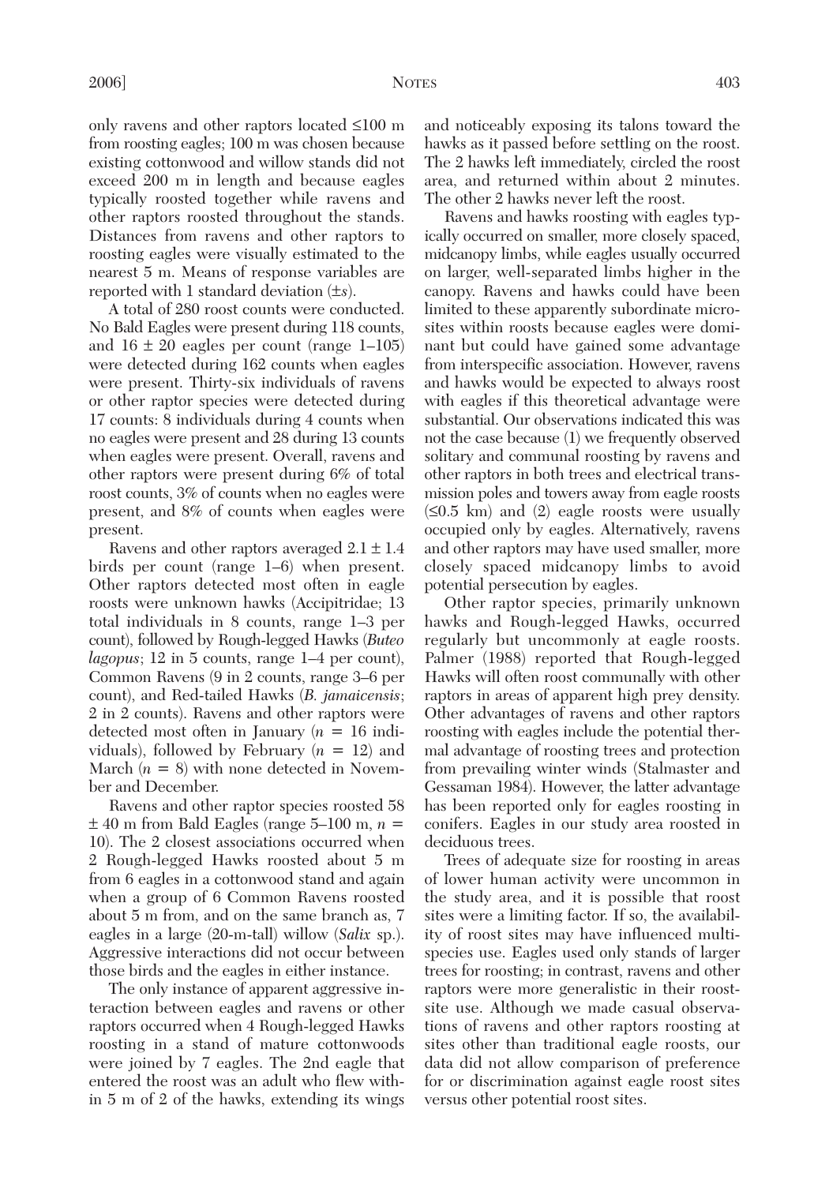only ravens and other raptors located ≤100 m from roosting eagles; 100 m was chosen because existing cottonwood and willow stands did not exceed 200 m in length and because eagles typically roosted together while ravens and other raptors roosted throughout the stands. Distances from ravens and other raptors to roosting eagles were visually estimated to the nearest 5 m. Means of response variables are reported with 1 standard deviation ($\pm s$).

A total of 280 roost counts were conducted. No Bald Eagles were present during 118 counts, and $16 \pm 20$ eagles per count (range 1–105) were detected during 162 counts when eagles were present. Thirty-six individuals of ravens or other raptor species were detected during 17 counts: 8 individuals during 4 counts when no eagles were present and 28 during 13 counts when eagles were present. Overall, ravens and other raptors were present during 6% of total roost counts, 3% of counts when no eagles were present, and 8% of counts when eagles were present.

Ravens and other raptors averaged $2.1 \pm 1.4$ birds per count (range 1–6) when present. Other raptors detected most often in eagle roosts were unknown hawks (Accipitridae; 13 total individuals in 8 counts, range 1–3 per count), followed by Rough-legged Hawks (*Buteo lagopus*; 12 in 5 counts, range 1–4 per count), Common Ravens (9 in 2 counts, range 3–6 per count), and Red-tailed Hawks (*B. jamaicensis*; 2 in 2 counts). Ravens and other raptors were detected most often in January ($n = 16$ individuals), followed by February ($n = 12$) and March ($n = 8$) with none detected in November and December.

Ravens and other raptor species roosted $58 \pm 40$ m from Bald Eagles (range 5–100 m, $n = 10$). The 2 closest associations occurred when 2 Rough-legged Hawks roosted about 5 m from 6 eagles in a cottonwood stand and again when a group of 6 Common Ravens roosted about 5 m from, and on the same branch as, 7 eagles in a large (20-m-tall) willow (*Salix* sp.). Aggressive interactions did not occur between those birds and the eagles in either instance.

The only instance of apparent aggressive interaction between eagles and ravens or other raptors occurred when 4 Rough-legged Hawks roosting in a stand of mature cottonwoods were joined by 7 eagles. The 2nd eagle that entered the roost was an adult who flew within 5 m of 2 of the hawks, extending its wings and noticeably exposing its talons toward the hawks as it passed before settling on the roost. The 2 hawks left immediately, circled the roost area, and returned within about 2 minutes. The other 2 hawks never left the roost.

Ravens and hawks roosting with eagles typically occurred on smaller, more closely spaced, midcanopy limbs, while eagles usually occurred on larger, well-separated limbs higher in the canopy. Ravens and hawks could have been limited to these apparently subordinate microsites within roosts because eagles were dominant but could have gained some advantage from interspecific association. However, ravens and hawks would be expected to always roost with eagles if this theoretical advantage were substantial. Our observations indicated this was not the case because (1) we frequently observed solitary and communal roosting by ravens and other raptors in both trees and electrical transmission poles and towers away from eagle roosts (≤0.5 km) and (2) eagle roosts were usually occupied only by eagles. Alternatively, ravens and other raptors may have used smaller, more closely spaced midcanopy limbs to avoid potential persecution by eagles.

Other raptor species, primarily unknown hawks and Rough-legged Hawks, occurred regularly but uncommonly at eagle roosts. Palmer (1988) reported that Rough-legged Hawks will often roost communally with other raptors in areas of apparent high prey density. Other advantages of ravens and other raptors roosting with eagles include the potential thermal advantage of roosting trees and protection from prevailing winter winds (Stalmaster and Gessaman 1984). However, the latter advantage has been reported only for eagles roosting in conifers. Eagles in our study area roosted in deciduous trees.

Trees of adequate size for roosting in areas of lower human activity were uncommon in the study area, and it is possible that roost sites were a limiting factor. If so, the availability of roost sites may have influenced multispecies use. Eagles used only stands of larger trees for roosting; in contrast, ravens and other raptors were more generalistic in their roost-site use. Although we made casual observations of ravens and other raptors roosting at sites other than traditional eagle roosts, our data did not allow comparison of preference for or discrimination against eagle roost sites versus other potential roost sites.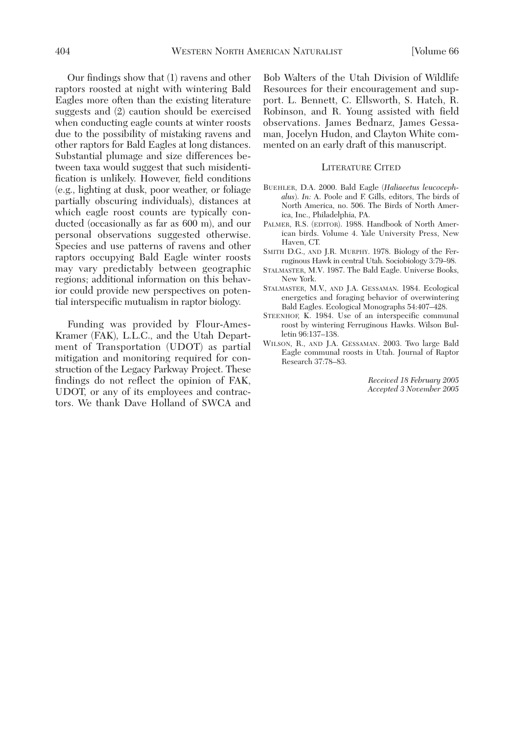Our findings show that (1) ravens and other raptors roosted at night with wintering Bald Eagles more often than the existing literature suggests and (2) caution should be exercised when conducting eagle counts at winter roosts due to the possibility of mistaking ravens and other raptors for Bald Eagles at long distances. Substantial plumage and size differences between taxa would suggest that such misidentification is unlikely. However, field conditions (e.g., lighting at dusk, poor weather, or foliage partially obscuring individuals), distances at which eagle roost counts are typically conducted (occasionally as far as 600 m), and our personal observations suggested otherwise. Species and use patterns of ravens and other raptors occupying Bald Eagle winter roosts may vary predictably between geographic regions; additional information on this behavior could provide new perspectives on potential interspecific mutualism in raptor biology.

Funding was provided by Flour-Ames-Kramer (FAK), L.L.C., and the Utah Department of Transportation (UDOT) as partial mitigation and monitoring required for construction of the Legacy Parkway Project. These findings do not reflect the opinion of FAK, UDOT, or any of its employees and contractors. We thank Dave Holland of SWCA and Bob Walters of the Utah Division of Wildlife Resources for their encouragement and support. L. Bennett, C. Ellsworth, S. Hatch, R. Robinson, and R. Young assisted with field observations. James Bednarz, James Gessaman, Jocelyn Hudon, and Clayton White commented on an early draft of this manuscript.

## Literature Cited

Buehler, D.A. 2000. Bald Eagle (*Haliaeetus leucocephalus*). *In:* A. Poole and F. Gills, editors, The birds of North America, no. 506. The Birds of North America, Inc., Philadelphia, PA.

Palmer, R.S. (editor). 1988. Handbook of North American birds. Volume 4. Yale University Press, New Haven, CT.

Smith D.G., and J.R. Murphy. 1978. Biology of the Ferruginous Hawk in central Utah. Sociobiology 3:79–98.

Stalmaster, M.V. 1987. The Bald Eagle. Universe Books, New York.

Stalmaster, M.V., and J.A. Gessaman. 1984. Ecological energetics and foraging behavior of overwintering Bald Eagles. Ecological Monographs 54:407–428.

Steenhof, K. 1984. Use of an interspecific communal roost by wintering Ferruginous Hawks. Wilson Bulletin 96:137–138.

Wilson, R., and J.A. Gessaman. 2003. Two large Bald Eagle communal roosts in Utah. Journal of Raptor Research 37:78–83.

*Received 18 February 2005*
*Accepted 3 November 2005*